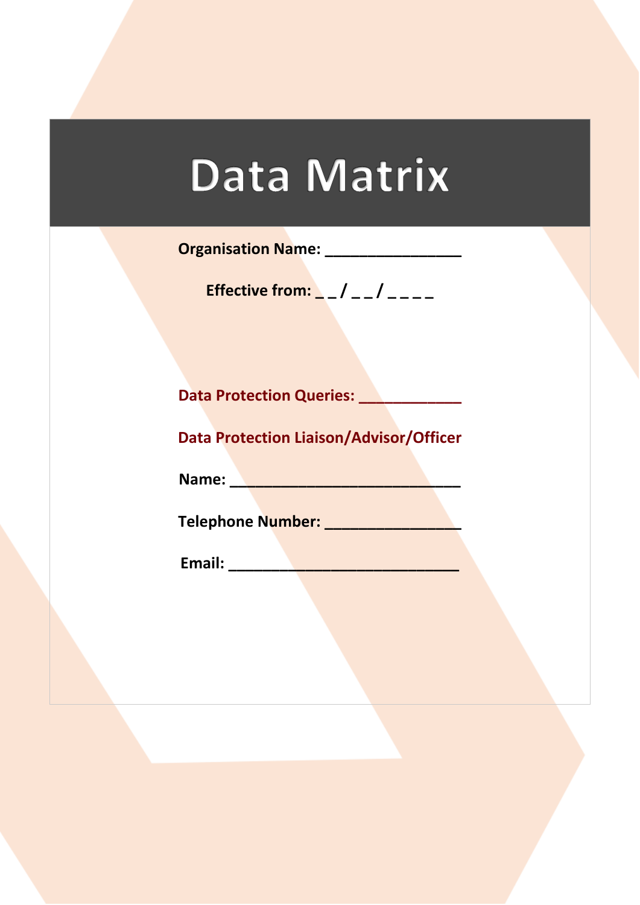# Data Matrix

**Organisation Name: ________________**

**Effective from: _ _ / _ _ / _ _ _ _**

**Data Protection Queries: ____________**

**Data Protection Liaison/Advisor/Officer**

**Name: ____________________________**

**Telephone Number: ________________**

**Email: ____________________________**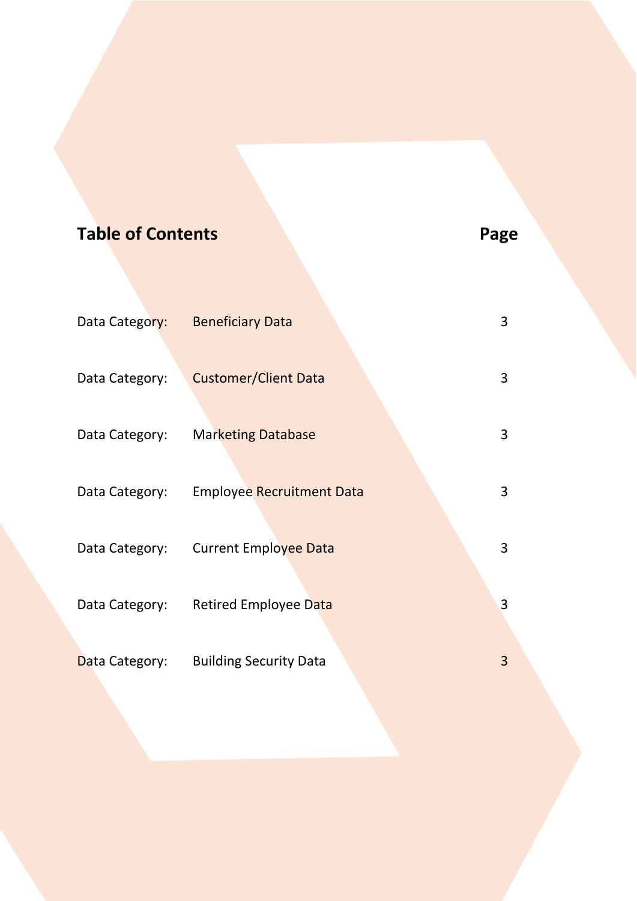## Table of Contents

| | | Page |
|---|---|---|
| Data Category: | Beneficiary Data | 3 |
| Data Category: | Customer/Client Data | 3 |
| Data Category: | Marketing Database | 3 |
| Data Category: | Employee Recruitment Data | 3 |
| Data Category: | Current Employee Data | 3 |
| Data Category: | Retired Employee Data | 3 |
| Data Category: | Building Security Data | 3 |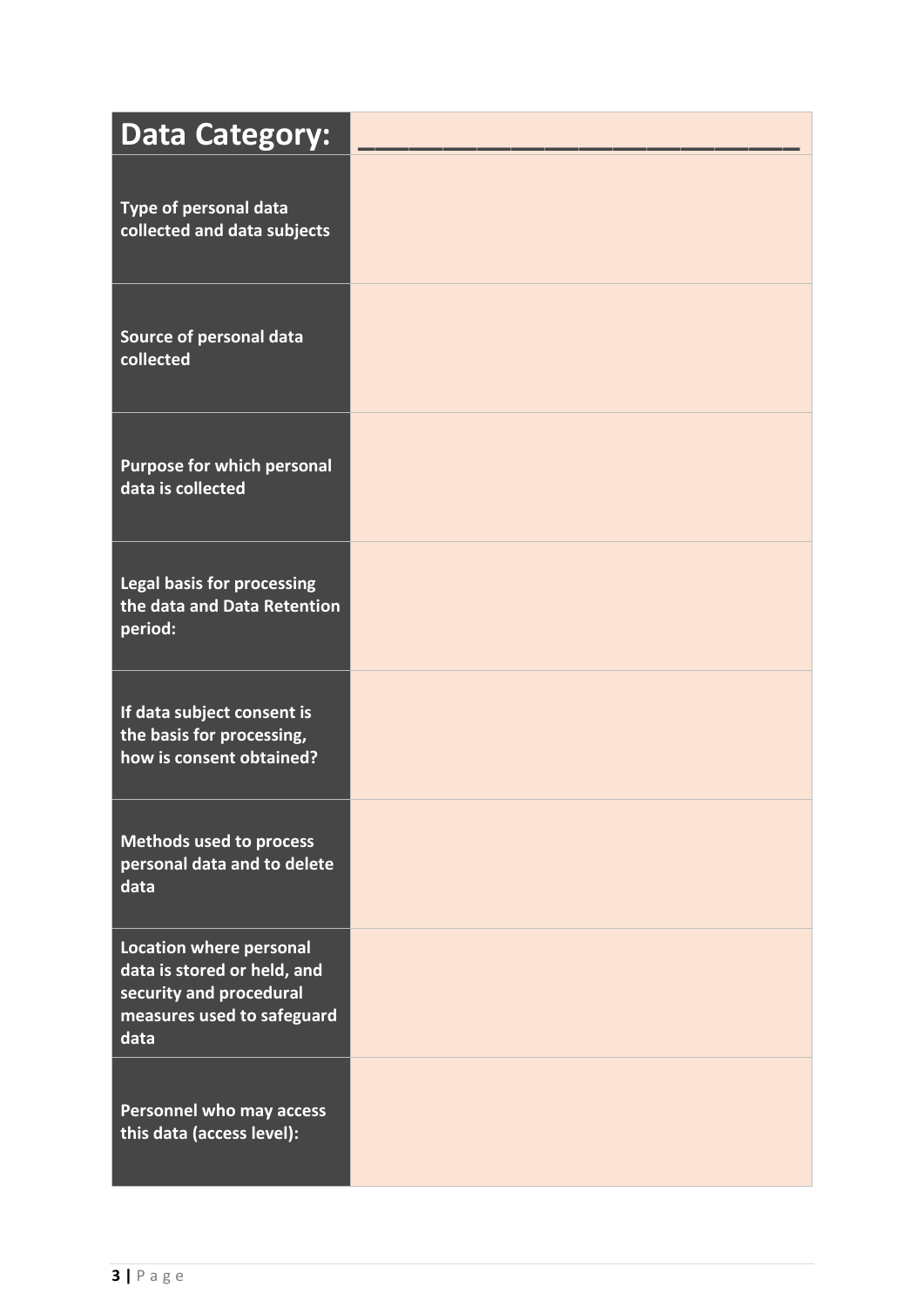| Data Category: | ______________________ |
| --- | --- |
| Type of personal data collected and data subjects | |
| Source of personal data collected | |
| Purpose for which personal data is collected | |
| Legal basis for processing the data and Data Retention period: | |
| If data subject consent is the basis for processing, how is consent obtained? | |
| Methods used to process personal data and to delete data | |
| Location where personal data is stored or held, and security and procedural measures used to safeguard data | |
| Personnel who may access this data (access level): | |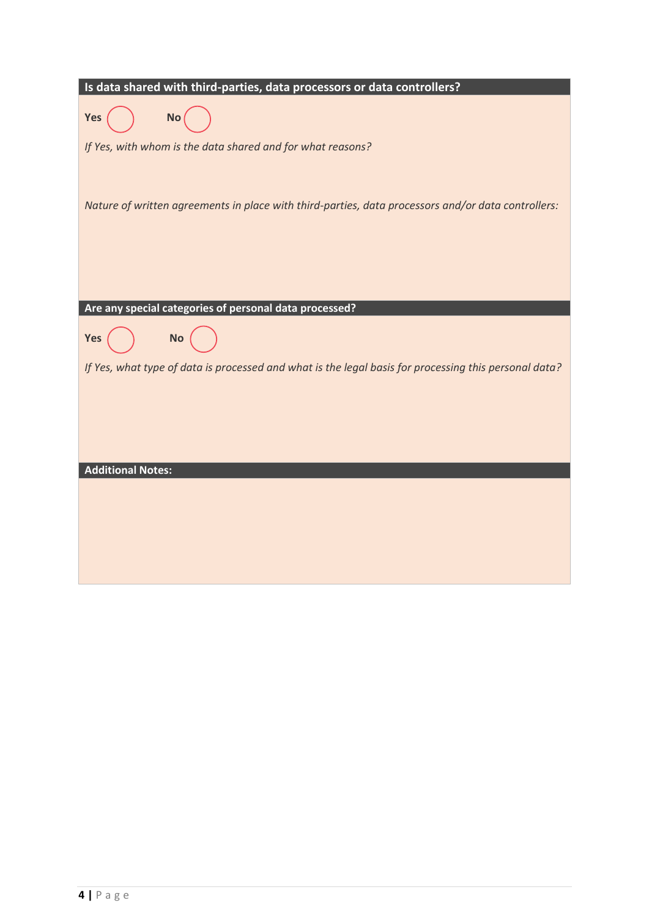**Is data shared with third-parties, data processors or data controllers?**

**Yes** ◯ **No** ◯

*If Yes, with whom is the data shared and for what reasons?*

*Nature of written agreements in place with third-parties, data processors and/or data controllers:*

**Are any special categories of personal data processed?**

**Yes** ◯ **No** ◯

*If Yes, what type of data is processed and what is the legal basis for processing this personal data?*

**Additional Notes:**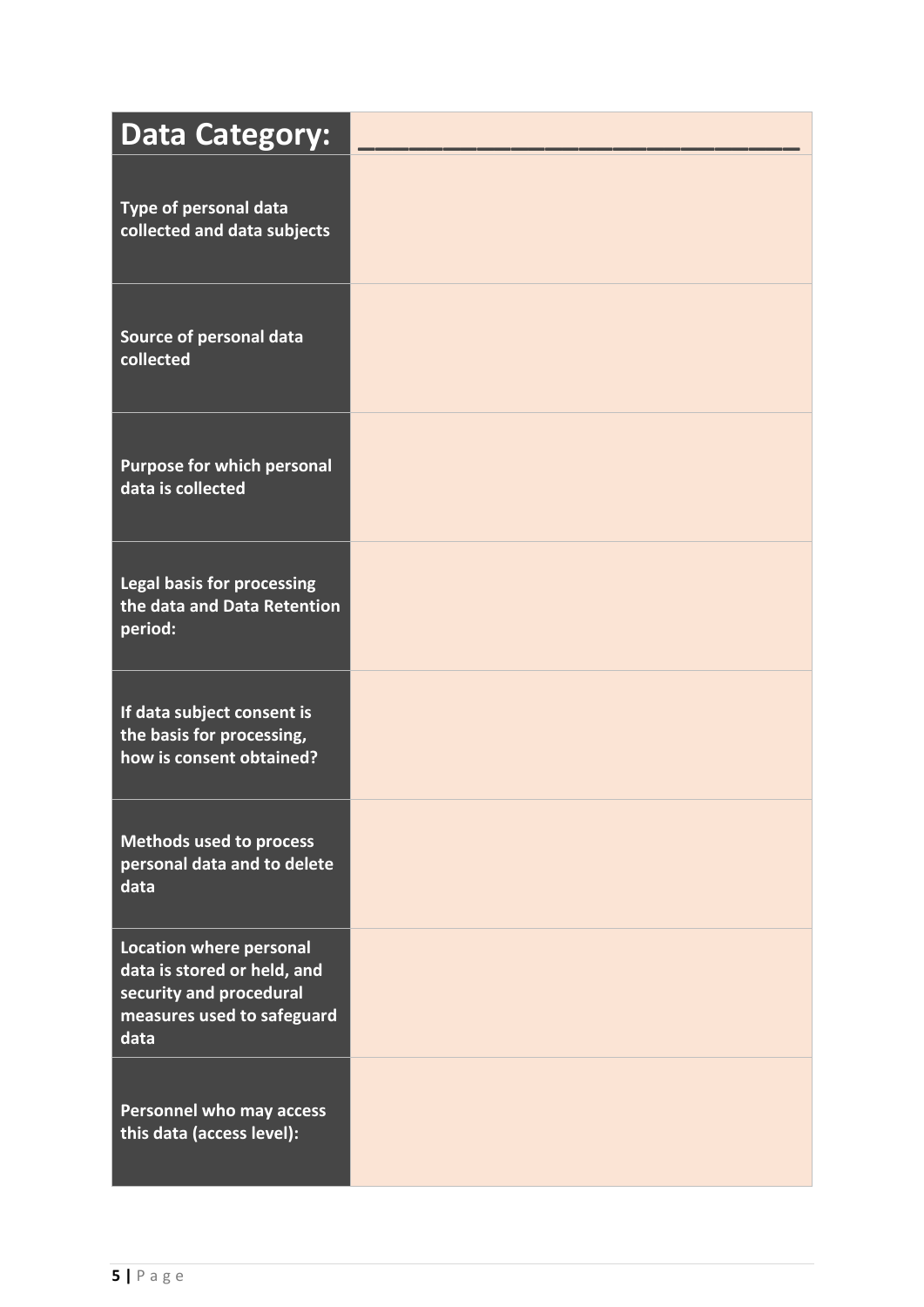| **Data Category:** | ______________________ |
|---|---|
| **Type of personal data collected and data subjects** | |
| **Source of personal data collected** | |
| **Purpose for which personal data is collected** | |
| **Legal basis for processing the data and Data Retention period:** | |
| **If data subject consent is the basis for processing, how is consent obtained?** | |
| **Methods used to process personal data and to delete data** | |
| **Location where personal data is stored or held, and security and procedural measures used to safeguard data** | |
| **Personnel who may access this data (access level):** | |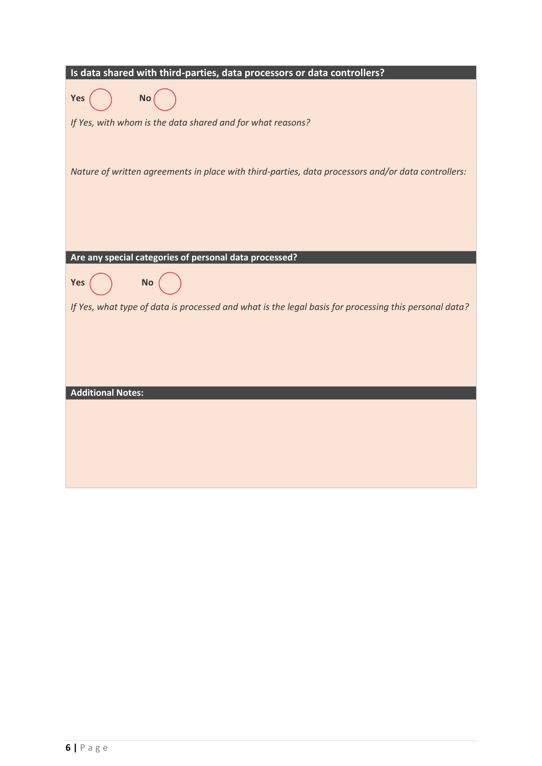**Is data shared with third-parties, data processors or data controllers?**

**Yes** ◯ **No** ◯

*If Yes, with whom is the data shared and for what reasons?*

*Nature of written agreements in place with third-parties, data processors and/or data controllers:*

**Are any special categories of personal data processed?**

**Yes** ◯ **No** ◯

*If Yes, what type of data is processed and what is the legal basis for processing this personal data?*

**Additional Notes:**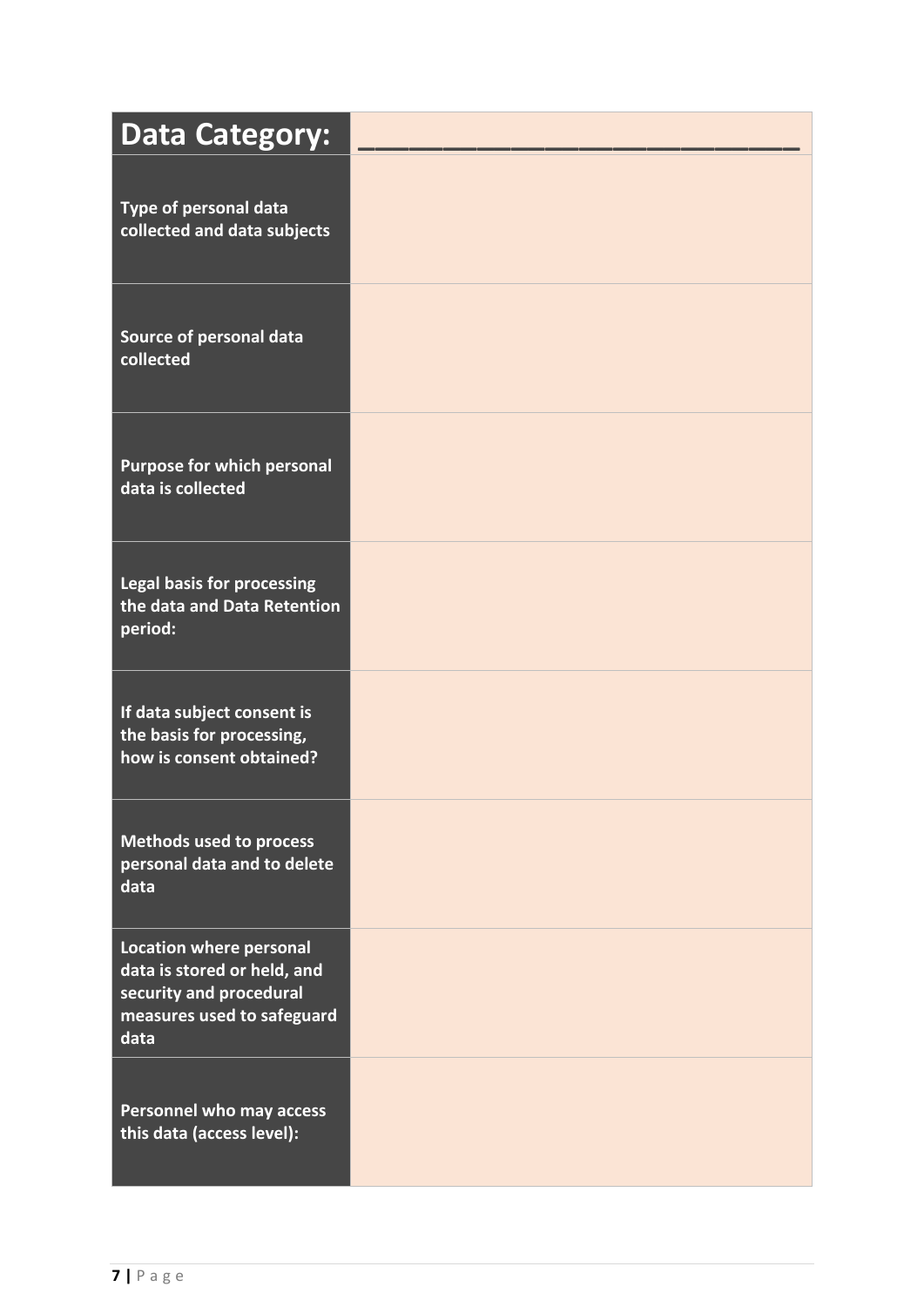| Data Category: | ____________________ |
|---|---|
| Type of personal data collected and data subjects | |
| Source of personal data collected | |
| Purpose for which personal data is collected | |
| Legal basis for processing the data and Data Retention period: | |
| If data subject consent is the basis for processing, how is consent obtained? | |
| Methods used to process personal data and to delete data | |
| Location where personal data is stored or held, and security and procedural measures used to safeguard data | |
| Personnel who may access this data (access level): | |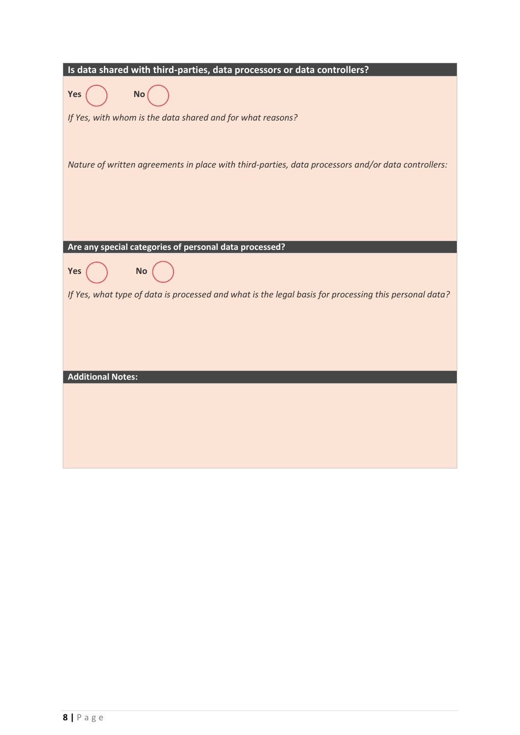**Is data shared with third-parties, data processors or data controllers?**

**Yes** ◯ **No** ◯

*If Yes, with whom is the data shared and for what reasons?*

*Nature of written agreements in place with third-parties, data processors and/or data controllers:*

**Are any special categories of personal data processed?**

**Yes** ◯ **No** ◯

*If Yes, what type of data is processed and what is the legal basis for processing this personal data?*

**Additional Notes:**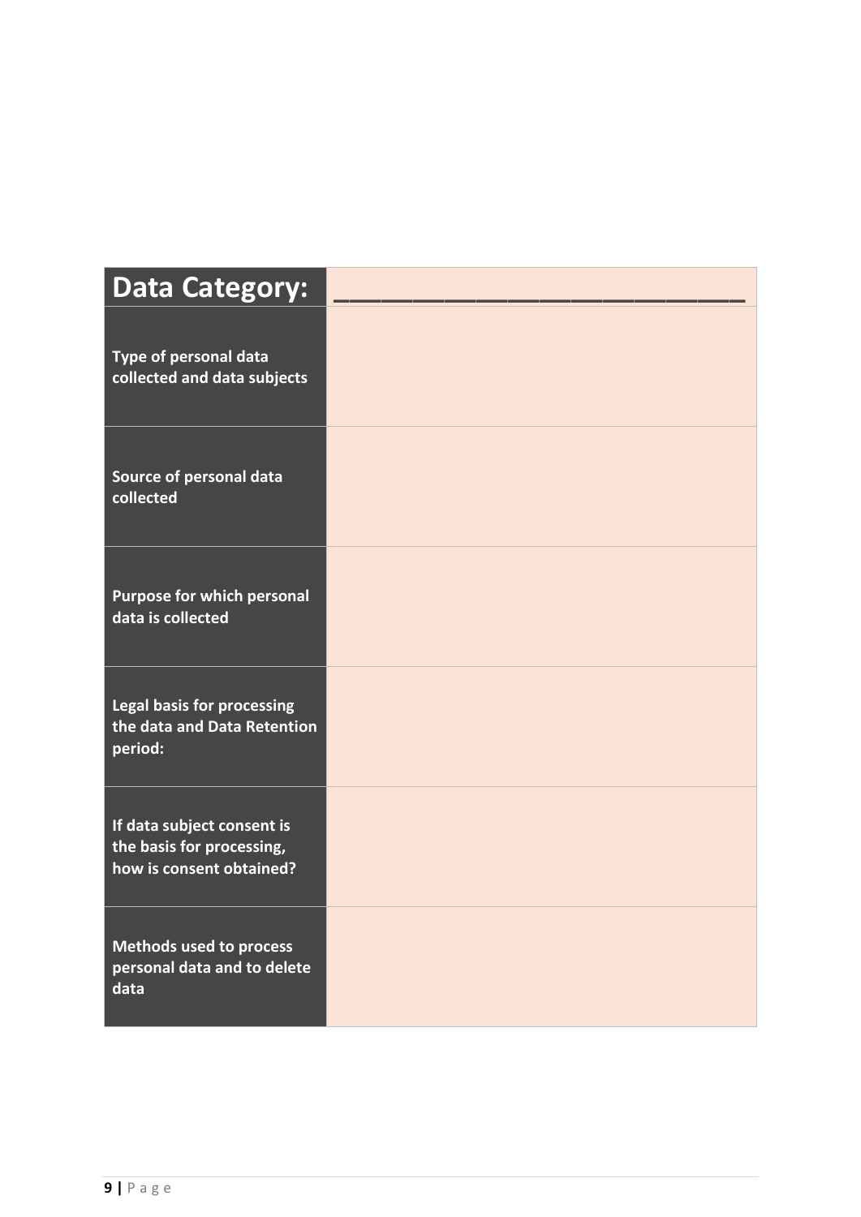| Data Category: | ________________________ |
|---|---|
| **Type of personal data collected and data subjects** | |
| **Source of personal data collected** | |
| **Purpose for which personal data is collected** | |
| **Legal basis for processing the data and Data Retention period:** | |
| **If data subject consent is the basis for processing, how is consent obtained?** | |
| **Methods used to process personal data and to delete data** | |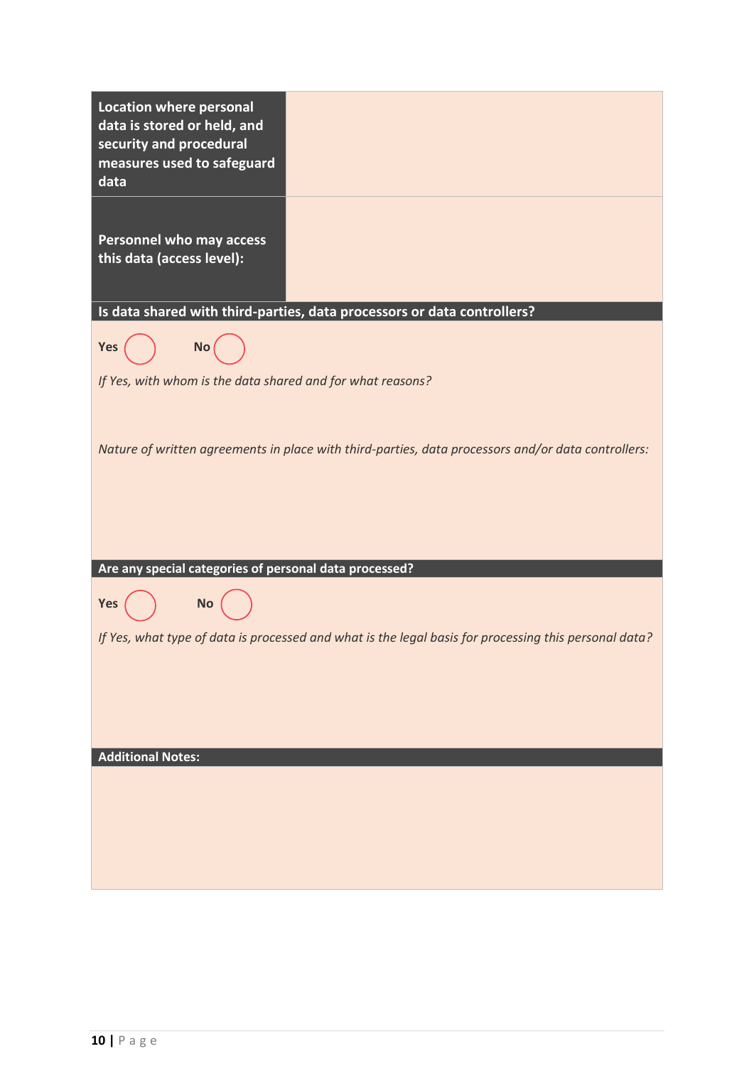| **Location where personal data is stored or held, and security and procedural measures used to safeguard data** | |
|---|---|
| **Personnel who may access this data (access level):** | |

**Is data shared with third-parties, data processors or data controllers?**

**Yes** ◯ **No** ◯

*If Yes, with whom is the data shared and for what reasons?*

*Nature of written agreements in place with third-parties, data processors and/or data controllers:*

**Are any special categories of personal data processed?**

**Yes** ◯ **No** ◯

*If Yes, what type of data is processed and what is the legal basis for processing this personal data?*

**Additional Notes:**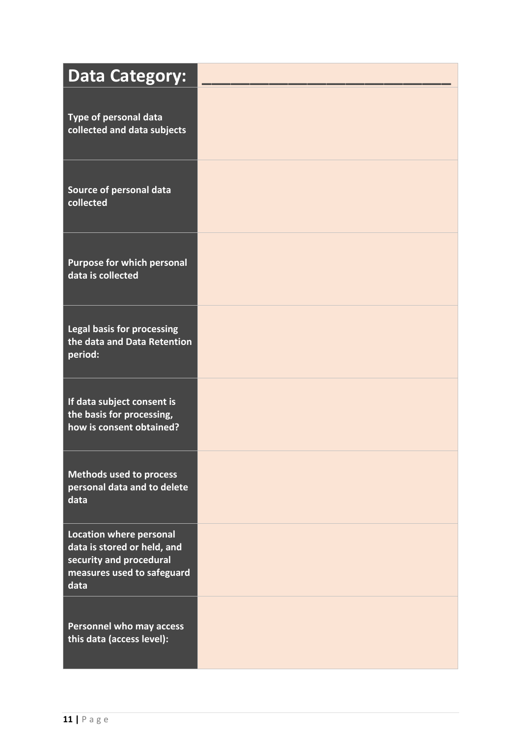| Data Category: | ____________________ |
|---|---|
| **Type of personal data collected and data subjects** | |
| **Source of personal data collected** | |
| **Purpose for which personal data is collected** | |
| **Legal basis for processing the data and Data Retention period:** | |
| **If data subject consent is the basis for processing, how is consent obtained?** | |
| **Methods used to process personal data and to delete data** | |
| **Location where personal data is stored or held, and security and procedural measures used to safeguard data** | |
| **Personnel who may access this data (access level):** | |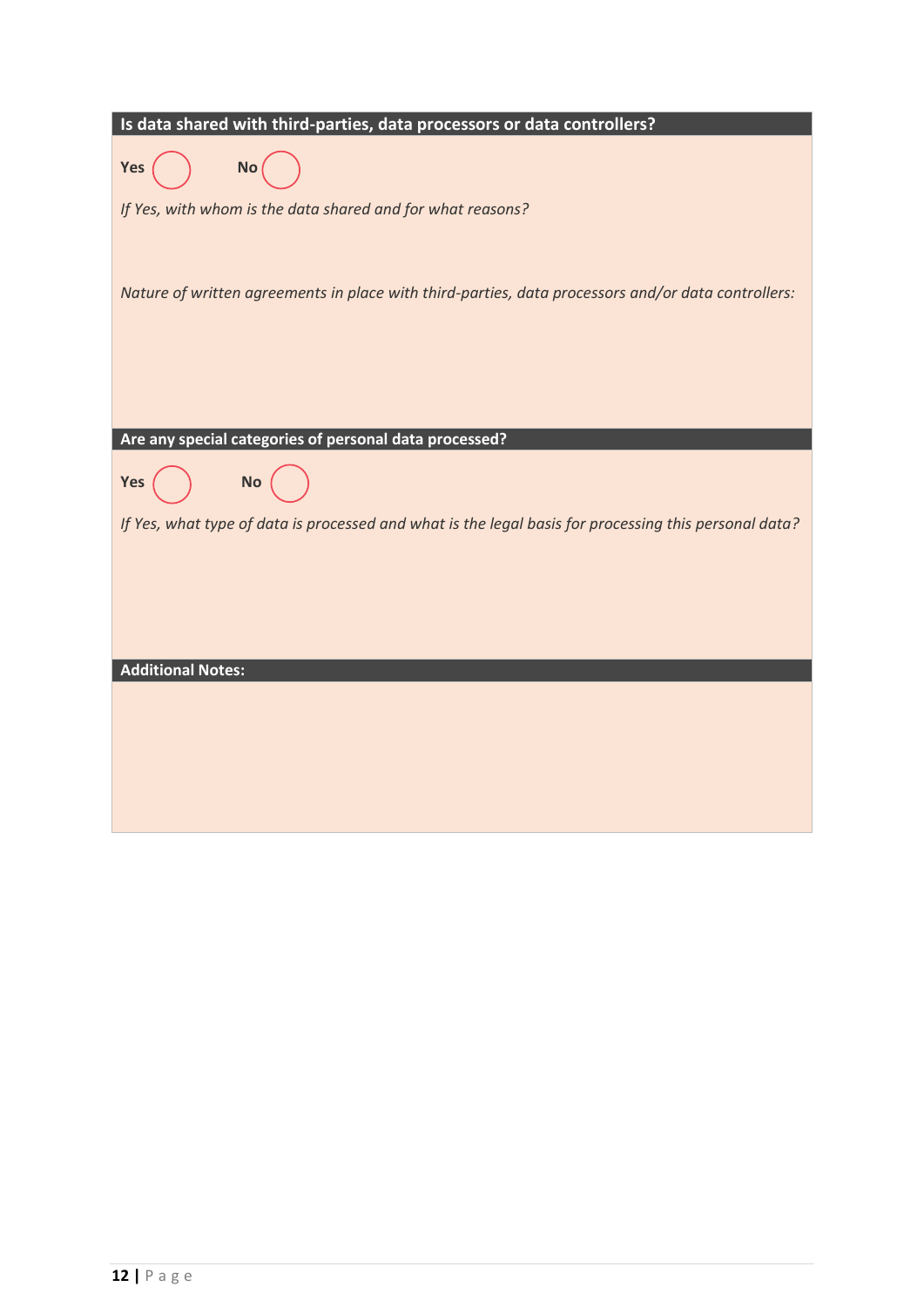**Is data shared with third-parties, data processors or data controllers?**

**Yes** ◯ **No** ◯

*If Yes, with whom is the data shared and for what reasons?*

*Nature of written agreements in place with third-parties, data processors and/or data controllers:*

**Are any special categories of personal data processed?**

**Yes** ◯ **No** ◯

*If Yes, what type of data is processed and what is the legal basis for processing this personal data?*

**Additional Notes:**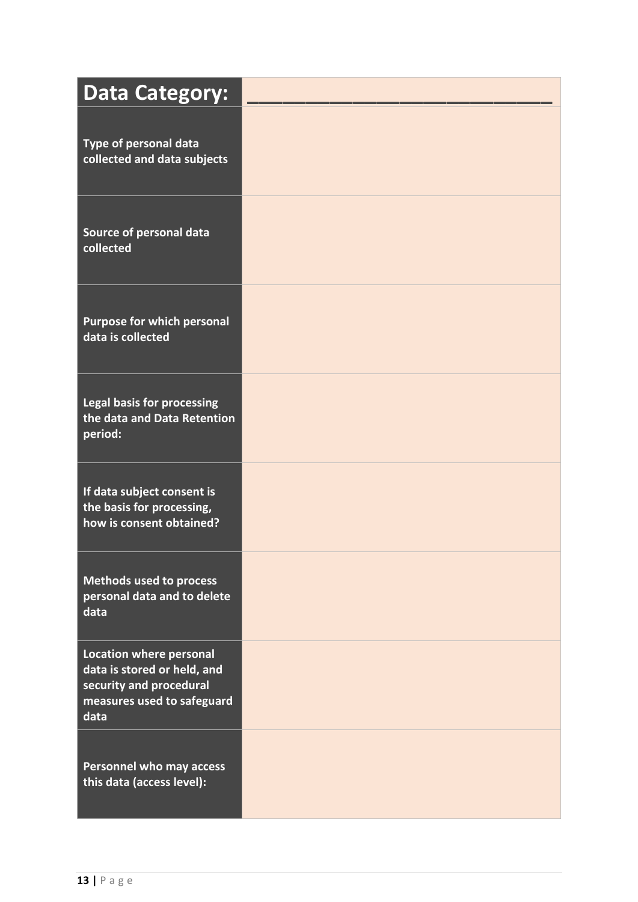| Data Category: | ____________________ |
| --- | --- |
| Type of personal data collected and data subjects | |
| Source of personal data collected | |
| Purpose for which personal data is collected | |
| Legal basis for processing the data and Data Retention period: | |
| If data subject consent is the basis for processing, how is consent obtained? | |
| Methods used to process personal data and to delete data | |
| Location where personal data is stored or held, and security and procedural measures used to safeguard data | |
| Personnel who may access this data (access level): | |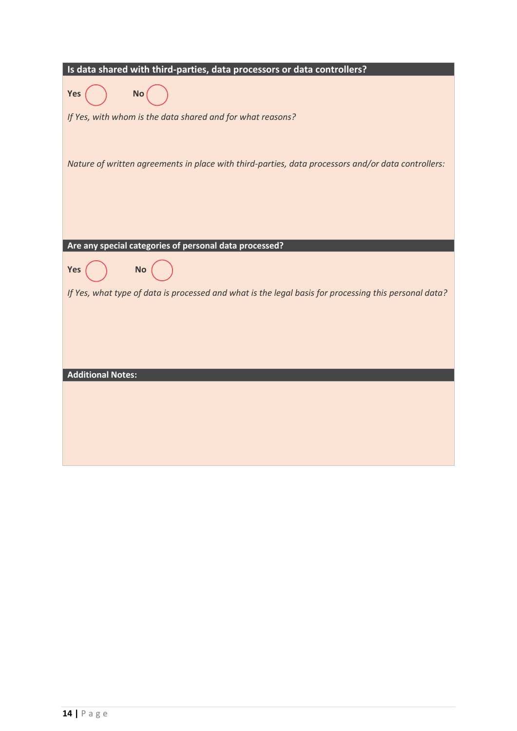**Is data shared with third-parties, data processors or data controllers?**

Yes ◯ No ◯

*If Yes, with whom is the data shared and for what reasons?*

*Nature of written agreements in place with third-parties, data processors and/or data controllers:*

**Are any special categories of personal data processed?**

Yes ◯ No ◯

*If Yes, what type of data is processed and what is the legal basis for processing this personal data?*

**Additional Notes:**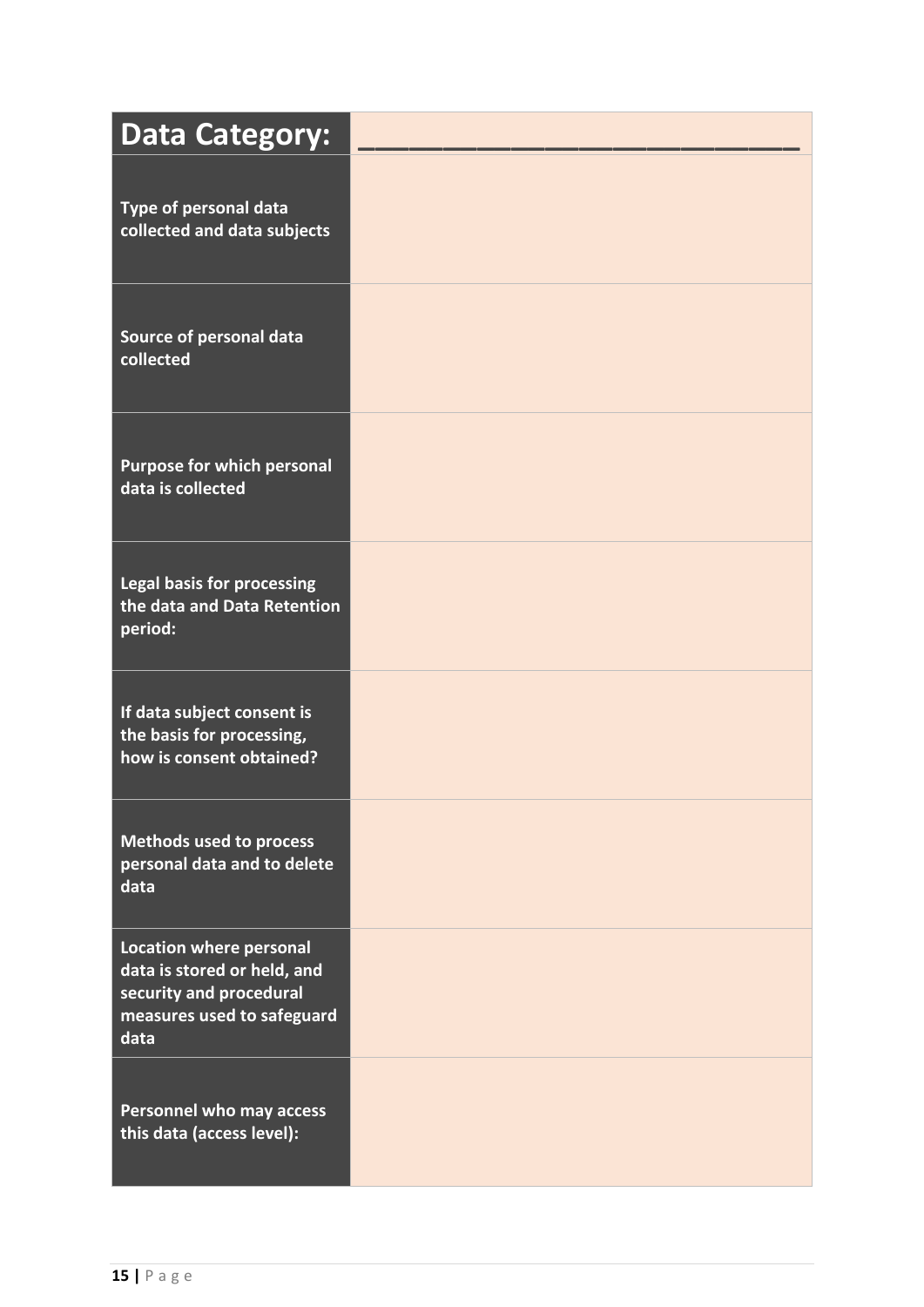| Data Category: | ____________________ |
|---|---|
| **Type of personal data collected and data subjects** | |
| **Source of personal data collected** | |
| **Purpose for which personal data is collected** | |
| **Legal basis for processing the data and Data Retention period:** | |
| **If data subject consent is the basis for processing, how is consent obtained?** | |
| **Methods used to process personal data and to delete data** | |
| **Location where personal data is stored or held, and security and procedural measures used to safeguard data** | |
| **Personnel who may access this data (access level):** | |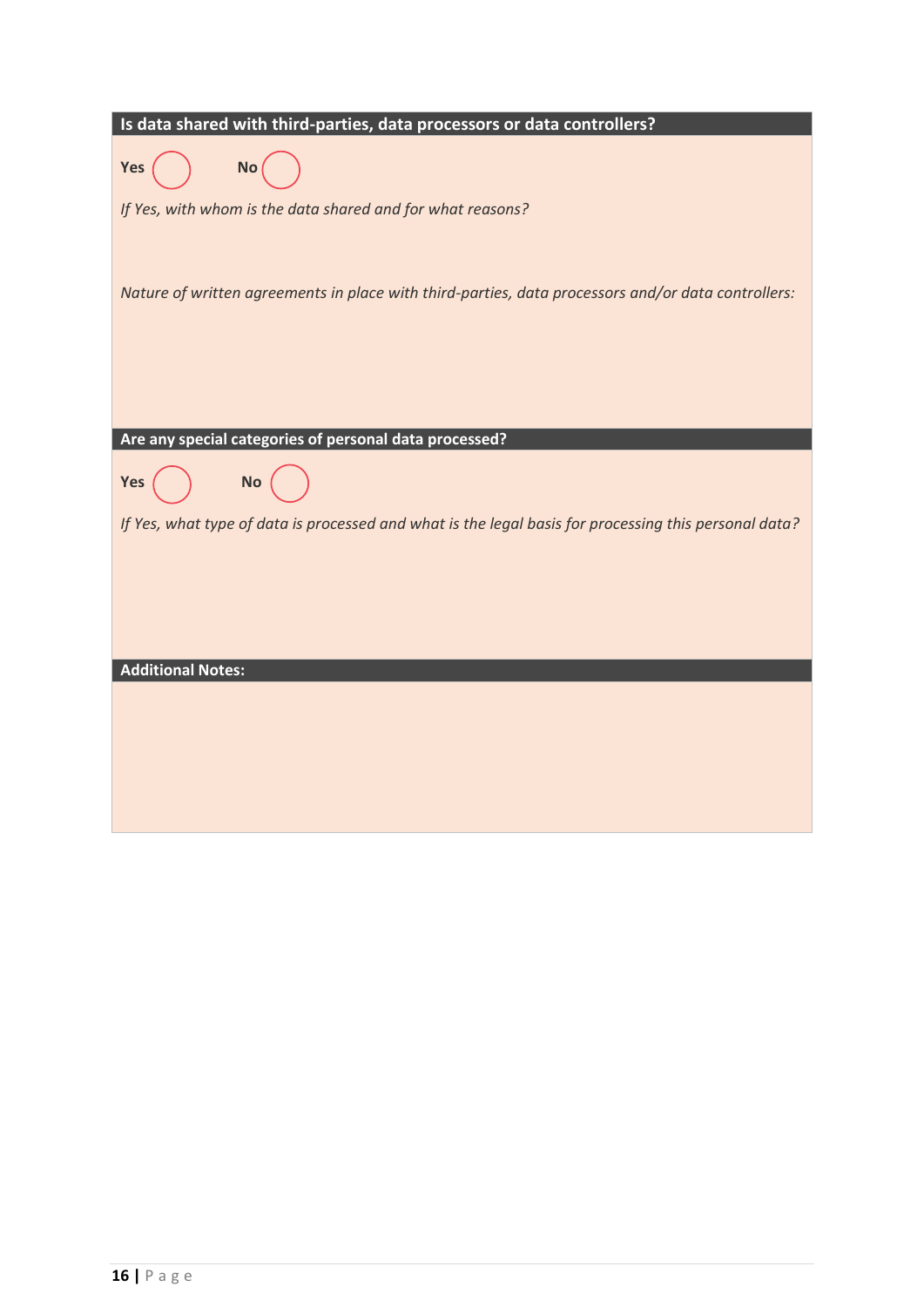**Is data shared with third-parties, data processors or data controllers?**

**Yes** ◯ **No** ◯

*If Yes, with whom is the data shared and for what reasons?*

*Nature of written agreements in place with third-parties, data processors and/or data controllers:*

**Are any special categories of personal data processed?**

**Yes** ◯ **No** ◯

*If Yes, what type of data is processed and what is the legal basis for processing this personal data?*

**Additional Notes:**